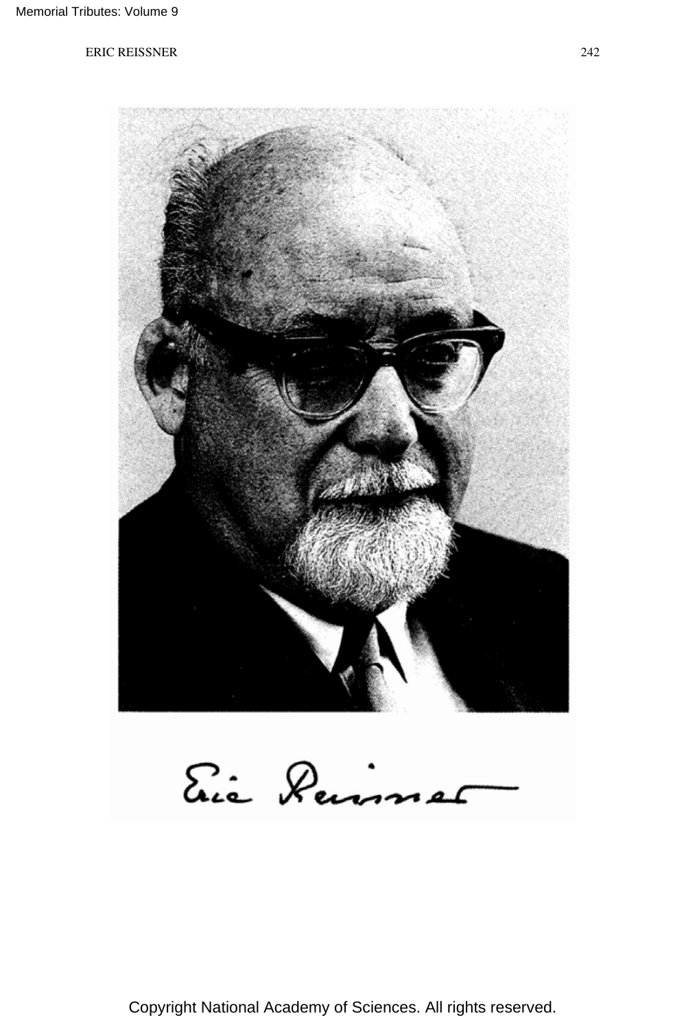Eric Reissner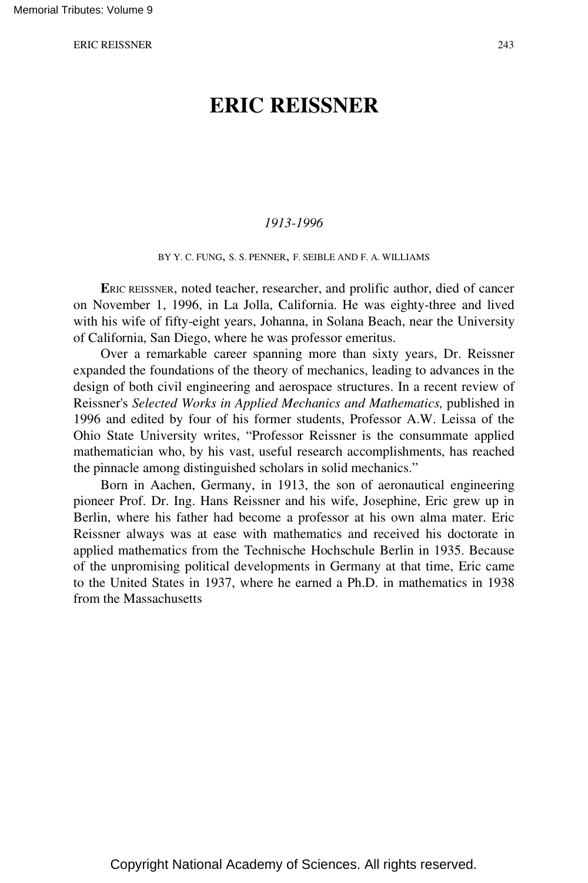# ERIC REISSNER

*1913-1996*

BY Y. C. FUNG, S. S. PENNER, F. SEIBLE AND F. A. WILLIAMS

ERIC REISSNER, noted teacher, researcher, and prolific author, died of cancer on November 1, 1996, in La Jolla, California. He was eighty-three and lived with his wife of fifty-eight years, Johanna, in Solana Beach, near the University of California, San Diego, where he was professor emeritus.

Over a remarkable career spanning more than sixty years, Dr. Reissner expanded the foundations of the theory of mechanics, leading to advances in the design of both civil engineering and aerospace structures. In a recent review of Reissner's *Selected Works in Applied Mechanics and Mathematics,* published in 1996 and edited by four of his former students, Professor A.W. Leissa of the Ohio State University writes, "Professor Reissner is the consummate applied mathematician who, by his vast, useful research accomplishments, has reached the pinnacle among distinguished scholars in solid mechanics."

Born in Aachen, Germany, in 1913, the son of aeronautical engineering pioneer Prof. Dr. Ing. Hans Reissner and his wife, Josephine, Eric grew up in Berlin, where his father had become a professor at his own alma mater. Eric Reissner always was at ease with mathematics and received his doctorate in applied mathematics from the Technische Hochschule Berlin in 1935. Because of the unpromising political developments in Germany at that time, Eric came to the United States in 1937, where he earned a Ph.D. in mathematics in 1938 from the Massachusetts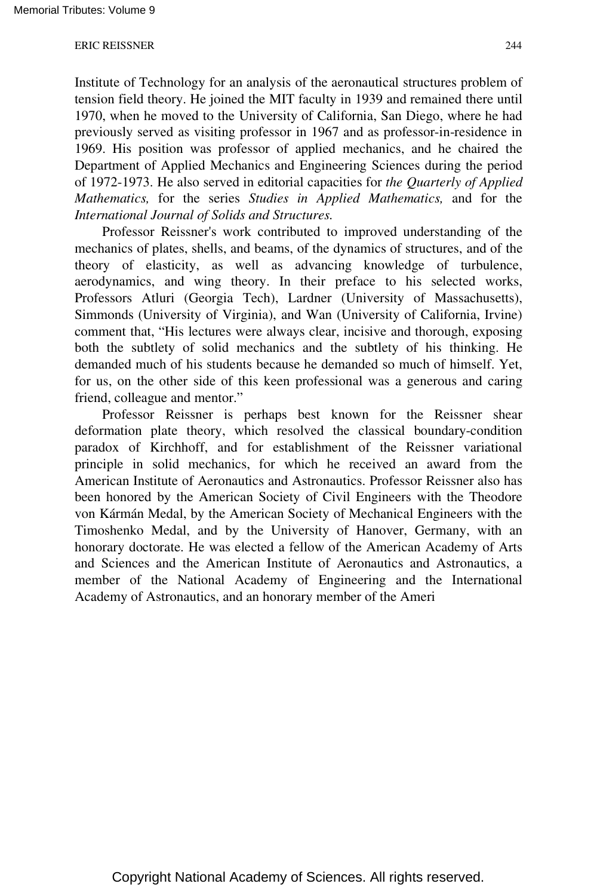Institute of Technology for an analysis of the aeronautical structures problem of tension field theory. He joined the MIT faculty in 1939 and remained there until 1970, when he moved to the University of California, San Diego, where he had previously served as visiting professor in 1967 and as professor-in-residence in 1969. His position was professor of applied mechanics, and he chaired the Department of Applied Mechanics and Engineering Sciences during the period of 1972-1973. He also served in editorial capacities for *the Quarterly of Applied Mathematics,* for the series *Studies in Applied Mathematics,* and for the *International Journal of Solids and Structures.*

Professor Reissner's work contributed to improved understanding of the mechanics of plates, shells, and beams, of the dynamics of structures, and of the theory of elasticity, as well as advancing knowledge of turbulence, aerodynamics, and wing theory. In their preface to his selected works, Professors Atluri (Georgia Tech), Lardner (University of Massachusetts), Simmonds (University of Virginia), and Wan (University of California, Irvine) comment that, "His lectures were always clear, incisive and thorough, exposing both the subtlety of solid mechanics and the subtlety of his thinking. He demanded much of his students because he demanded so much of himself. Yet, for us, on the other side of this keen professional was a generous and caring friend, colleague and mentor."

Professor Reissner is perhaps best known for the Reissner shear deformation plate theory, which resolved the classical boundary-condition paradox of Kirchhoff, and for establishment of the Reissner variational principle in solid mechanics, for which he received an award from the American Institute of Aeronautics and Astronautics. Professor Reissner also has been honored by the American Society of Civil Engineers with the Theodore von Kármán Medal, by the American Society of Mechanical Engineers with the Timoshenko Medal, and by the University of Hanover, Germany, with an honorary doctorate. He was elected a fellow of the American Academy of Arts and Sciences and the American Institute of Aeronautics and Astronautics, a member of the National Academy of Engineering and the International Academy of Astronautics, and an honorary member of the Ameri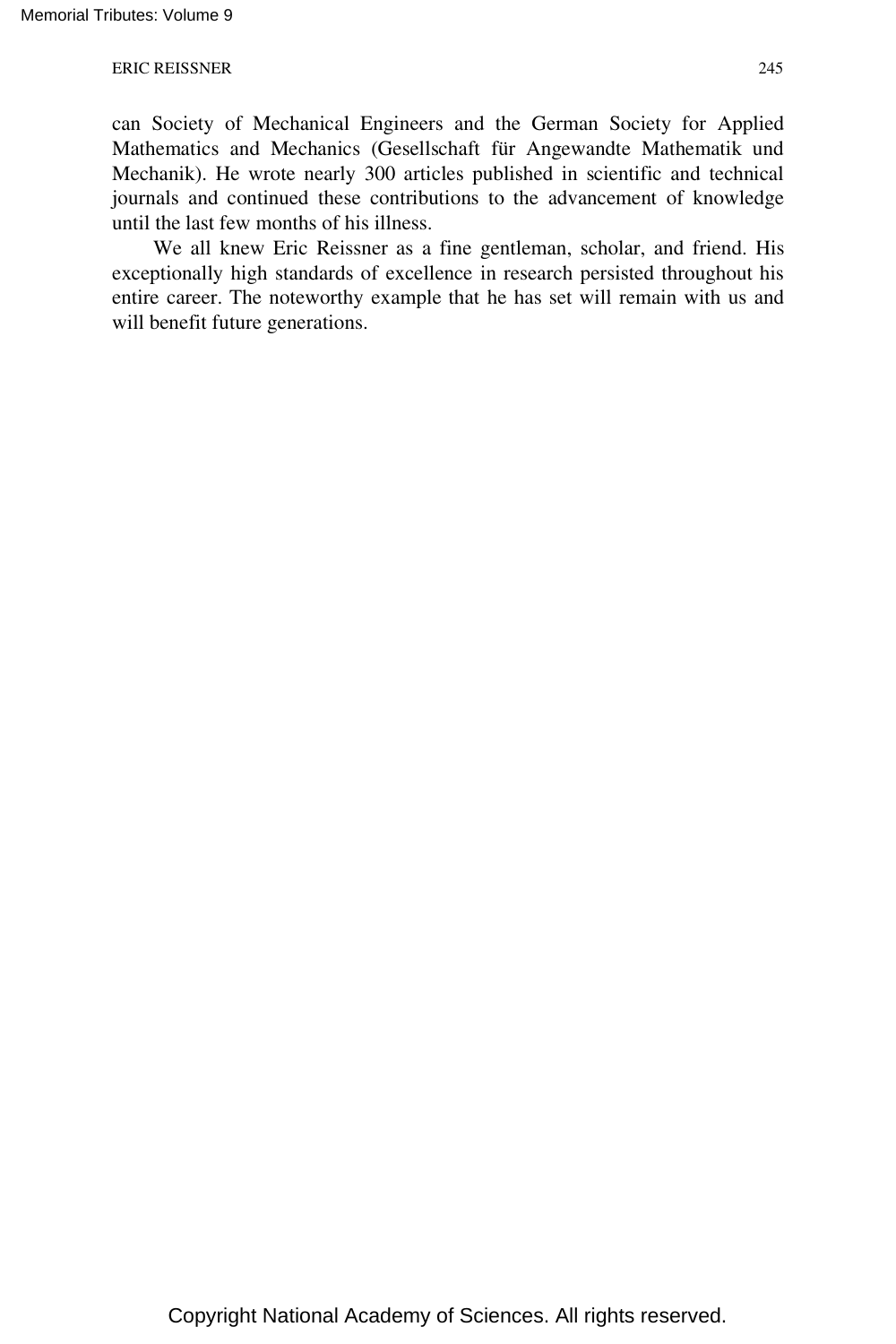can Society of Mechanical Engineers and the German Society for Applied Mathematics and Mechanics (Gesellschaft für Angewandte Mathematik und Mechanik). He wrote nearly 300 articles published in scientific and technical journals and continued these contributions to the advancement of knowledge until the last few months of his illness.

We all knew Eric Reissner as a fine gentleman, scholar, and friend. His exceptionally high standards of excellence in research persisted throughout his entire career. The noteworthy example that he has set will remain with us and will benefit future generations.